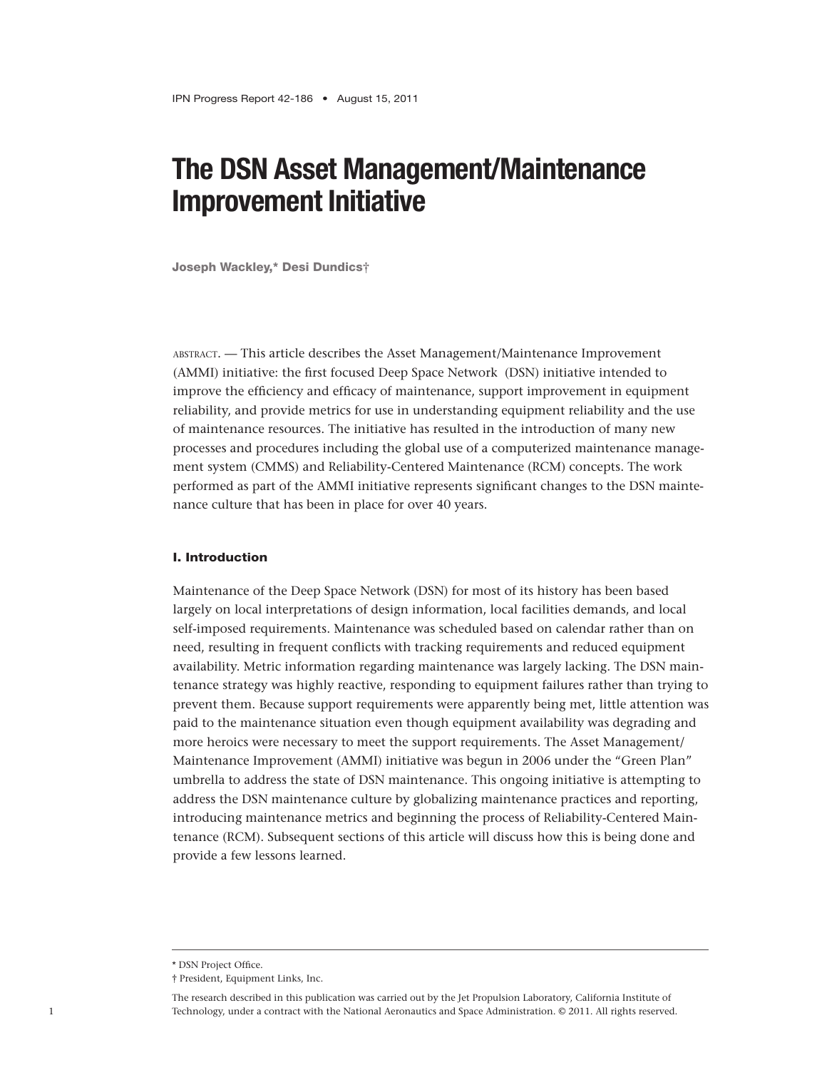# The DSN Asset Management/Maintenance Improvement Initiative

**Joseph Wackley,\* Desi Dundics†**

ABSTRACT. — This article describes the Asset Management/Maintenance Improvement (AMMI) initiative: the first focused Deep Space Network (DSN) initiative intended to improve the efficiency and efficacy of maintenance, support improvement in equipment reliability, and provide metrics for use in understanding equipment reliability and the use of maintenance resources. The initiative has resulted in the introduction of many new processes and procedures including the global use of a computerized maintenance management system (CMMS) and Reliability-Centered Maintenance (RCM) concepts. The work performed as part of the AMMI initiative represents significant changes to the DSN maintenance culture that has been in place for over 40 years.

## I. Introduction

Maintenance of the Deep Space Network (DSN) for most of its history has been based largely on local interpretations of design information, local facilities demands, and local self-imposed requirements. Maintenance was scheduled based on calendar rather than on need, resulting in frequent conflicts with tracking requirements and reduced equipment availability. Metric information regarding maintenance was largely lacking. The DSN maintenance strategy was highly reactive, responding to equipment failures rather than trying to prevent them. Because support requirements were apparently being met, little attention was paid to the maintenance situation even though equipment availability was degrading and more heroics were necessary to meet the support requirements. The Asset Management/Maintenance Improvement (AMMI) initiative was begun in 2006 under the "Green Plan" umbrella to address the state of DSN maintenance. This ongoing initiative is attempting to address the DSN maintenance culture by globalizing maintenance practices and reporting, introducing maintenance metrics and beginning the process of Reliability-Centered Maintenance (RCM). Subsequent sections of this article will discuss how this is being done and provide a few lessons learned.

---

\* DSN Project Office.

† President, Equipment Links, Inc.

The research described in this publication was carried out by the Jet Propulsion Laboratory, California Institute of Technology, under a contract with the National Aeronautics and Space Administration. © 2011. All rights reserved.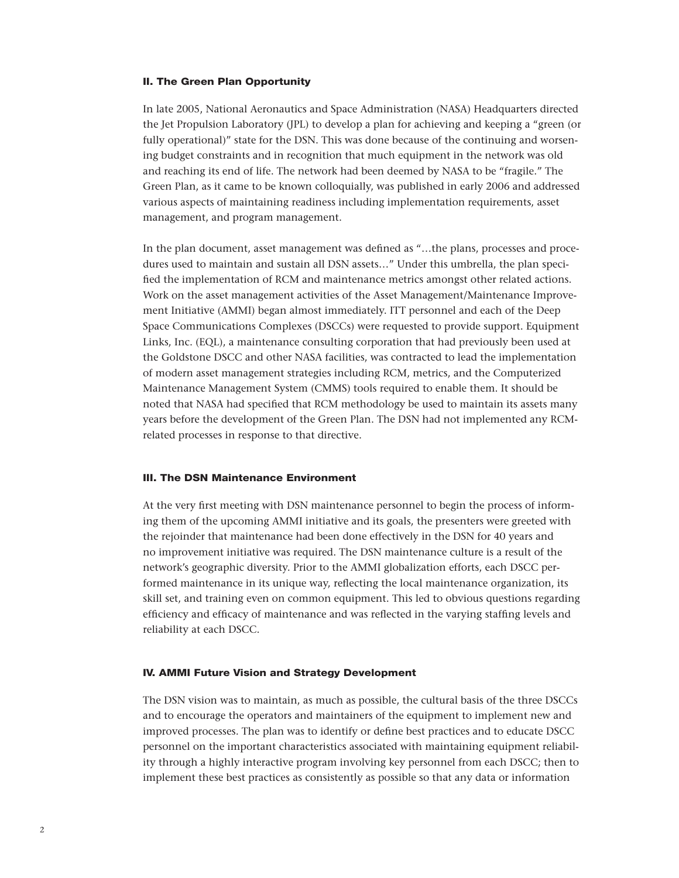## II. The Green Plan Opportunity

In late 2005, National Aeronautics and Space Administration (NASA) Headquarters directed the Jet Propulsion Laboratory (JPL) to develop a plan for achieving and keeping a "green (or fully operational)" state for the DSN. This was done because of the continuing and worsening budget constraints and in recognition that much equipment in the network was old and reaching its end of life. The network had been deemed by NASA to be "fragile." The Green Plan, as it came to be known colloquially, was published in early 2006 and addressed various aspects of maintaining readiness including implementation requirements, asset management, and program management.

In the plan document, asset management was defined as "…the plans, processes and procedures used to maintain and sustain all DSN assets…" Under this umbrella, the plan specified the implementation of RCM and maintenance metrics amongst other related actions. Work on the asset management activities of the Asset Management/Maintenance Improvement Initiative (AMMI) began almost immediately. ITT personnel and each of the Deep Space Communications Complexes (DSCCs) were requested to provide support. Equipment Links, Inc. (EQL), a maintenance consulting corporation that had previously been used at the Goldstone DSCC and other NASA facilities, was contracted to lead the implementation of modern asset management strategies including RCM, metrics, and the Computerized Maintenance Management System (CMMS) tools required to enable them. It should be noted that NASA had specified that RCM methodology be used to maintain its assets many years before the development of the Green Plan. The DSN had not implemented any RCM-related processes in response to that directive.

## III. The DSN Maintenance Environment

At the very first meeting with DSN maintenance personnel to begin the process of informing them of the upcoming AMMI initiative and its goals, the presenters were greeted with the rejoinder that maintenance had been done effectively in the DSN for 40 years and no improvement initiative was required. The DSN maintenance culture is a result of the network's geographic diversity. Prior to the AMMI globalization efforts, each DSCC performed maintenance in its unique way, reflecting the local maintenance organization, its skill set, and training even on common equipment. This led to obvious questions regarding efficiency and efficacy of maintenance and was reflected in the varying staffing levels and reliability at each DSCC.

## IV. AMMI Future Vision and Strategy Development

The DSN vision was to maintain, as much as possible, the cultural basis of the three DSCCs and to encourage the operators and maintainers of the equipment to implement new and improved processes. The plan was to identify or define best practices and to educate DSCC personnel on the important characteristics associated with maintaining equipment reliability through a highly interactive program involving key personnel from each DSCC; then to implement these best practices as consistently as possible so that any data or information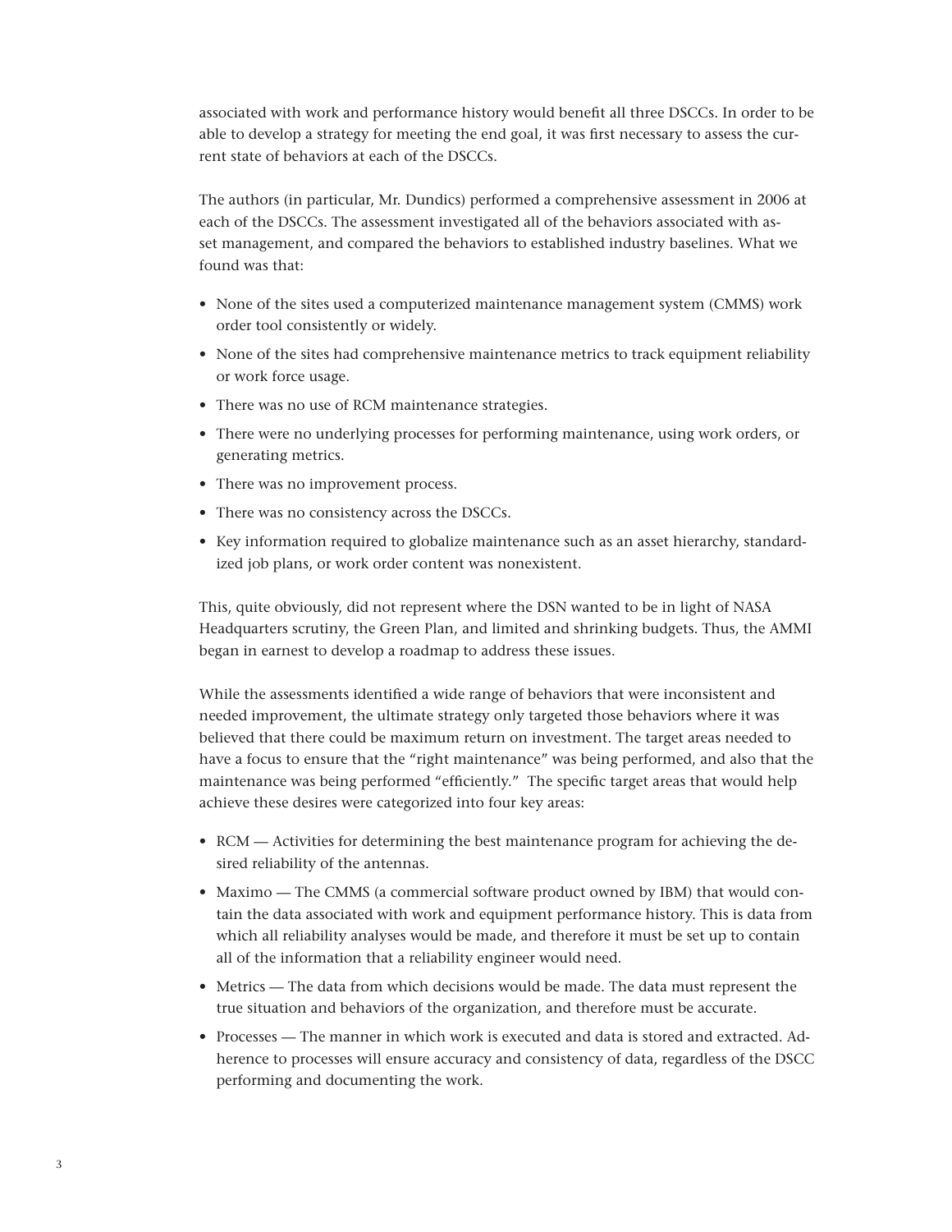associated with work and performance history would benefit all three DSCCs. In order to be able to develop a strategy for meeting the end goal, it was first necessary to assess the current state of behaviors at each of the DSCCs.

The authors (in particular, Mr. Dundics) performed a comprehensive assessment in 2006 at each of the DSCCs. The assessment investigated all of the behaviors associated with asset management, and compared the behaviors to established industry baselines. What we found was that:

- None of the sites used a computerized maintenance management system (CMMS) work order tool consistently or widely.
- None of the sites had comprehensive maintenance metrics to track equipment reliability or work force usage.
- There was no use of RCM maintenance strategies.
- There were no underlying processes for performing maintenance, using work orders, or generating metrics.
- There was no improvement process.
- There was no consistency across the DSCCs.
- Key information required to globalize maintenance such as an asset hierarchy, standardized job plans, or work order content was nonexistent.

This, quite obviously, did not represent where the DSN wanted to be in light of NASA Headquarters scrutiny, the Green Plan, and limited and shrinking budgets. Thus, the AMMI began in earnest to develop a roadmap to address these issues.

While the assessments identified a wide range of behaviors that were inconsistent and needed improvement, the ultimate strategy only targeted those behaviors where it was believed that there could be maximum return on investment. The target areas needed to have a focus to ensure that the "right maintenance" was being performed, and also that the maintenance was being performed "efficiently." The specific target areas that would help achieve these desires were categorized into four key areas:

- RCM — Activities for determining the best maintenance program for achieving the desired reliability of the antennas.
- Maximo — The CMMS (a commercial software product owned by IBM) that would contain the data associated with work and equipment performance history. This is data from which all reliability analyses would be made, and therefore it must be set up to contain all of the information that a reliability engineer would need.
- Metrics — The data from which decisions would be made. The data must represent the true situation and behaviors of the organization, and therefore must be accurate.
- Processes — The manner in which work is executed and data is stored and extracted. Adherence to processes will ensure accuracy and consistency of data, regardless of the DSCC performing and documenting the work.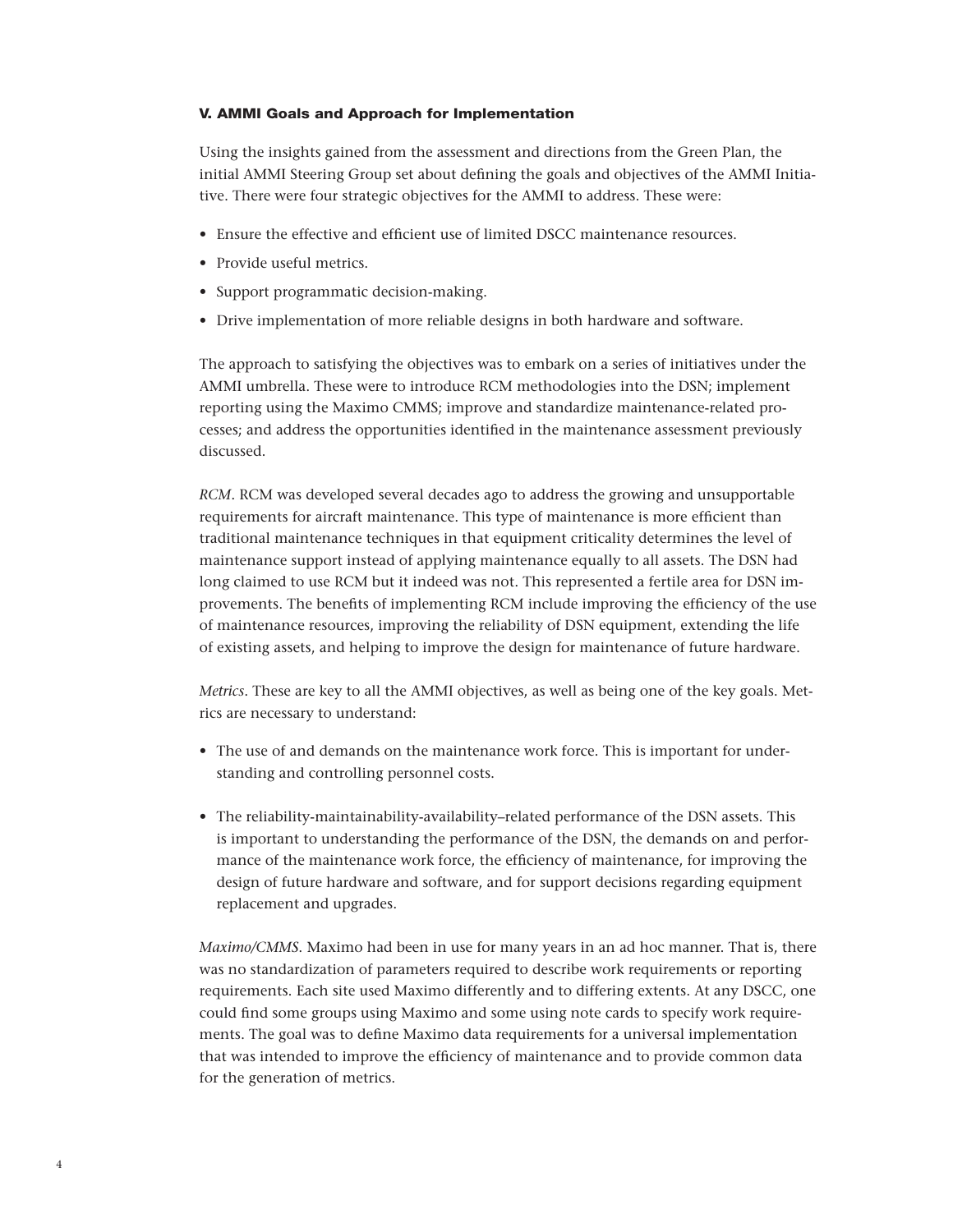### V. AMMI Goals and Approach for Implementation

Using the insights gained from the assessment and directions from the Green Plan, the initial AMMI Steering Group set about defining the goals and objectives of the AMMI Initiative. There were four strategic objectives for the AMMI to address. These were:

- Ensure the effective and efficient use of limited DSCC maintenance resources.
- Provide useful metrics.
- Support programmatic decision-making.
- Drive implementation of more reliable designs in both hardware and software.

The approach to satisfying the objectives was to embark on a series of initiatives under the AMMI umbrella. These were to introduce RCM methodologies into the DSN; implement reporting using the Maximo CMMS; improve and standardize maintenance-related processes; and address the opportunities identified in the maintenance assessment previously discussed.

*RCM*. RCM was developed several decades ago to address the growing and unsupportable requirements for aircraft maintenance. This type of maintenance is more efficient than traditional maintenance techniques in that equipment criticality determines the level of maintenance support instead of applying maintenance equally to all assets. The DSN had long claimed to use RCM but it indeed was not. This represented a fertile area for DSN improvements. The benefits of implementing RCM include improving the efficiency of the use of maintenance resources, improving the reliability of DSN equipment, extending the life of existing assets, and helping to improve the design for maintenance of future hardware.

*Metrics*. These are key to all the AMMI objectives, as well as being one of the key goals. Metrics are necessary to understand:

- The use of and demands on the maintenance work force. This is important for understanding and controlling personnel costs.
- The reliability-maintainability-availability–related performance of the DSN assets. This is important to understanding the performance of the DSN, the demands on and performance of the maintenance work force, the efficiency of maintenance, for improving the design of future hardware and software, and for support decisions regarding equipment replacement and upgrades.

*Maximo/CMMS*. Maximo had been in use for many years in an ad hoc manner. That is, there was no standardization of parameters required to describe work requirements or reporting requirements. Each site used Maximo differently and to differing extents. At any DSCC, one could find some groups using Maximo and some using note cards to specify work requirements. The goal was to define Maximo data requirements for a universal implementation that was intended to improve the efficiency of maintenance and to provide common data for the generation of metrics.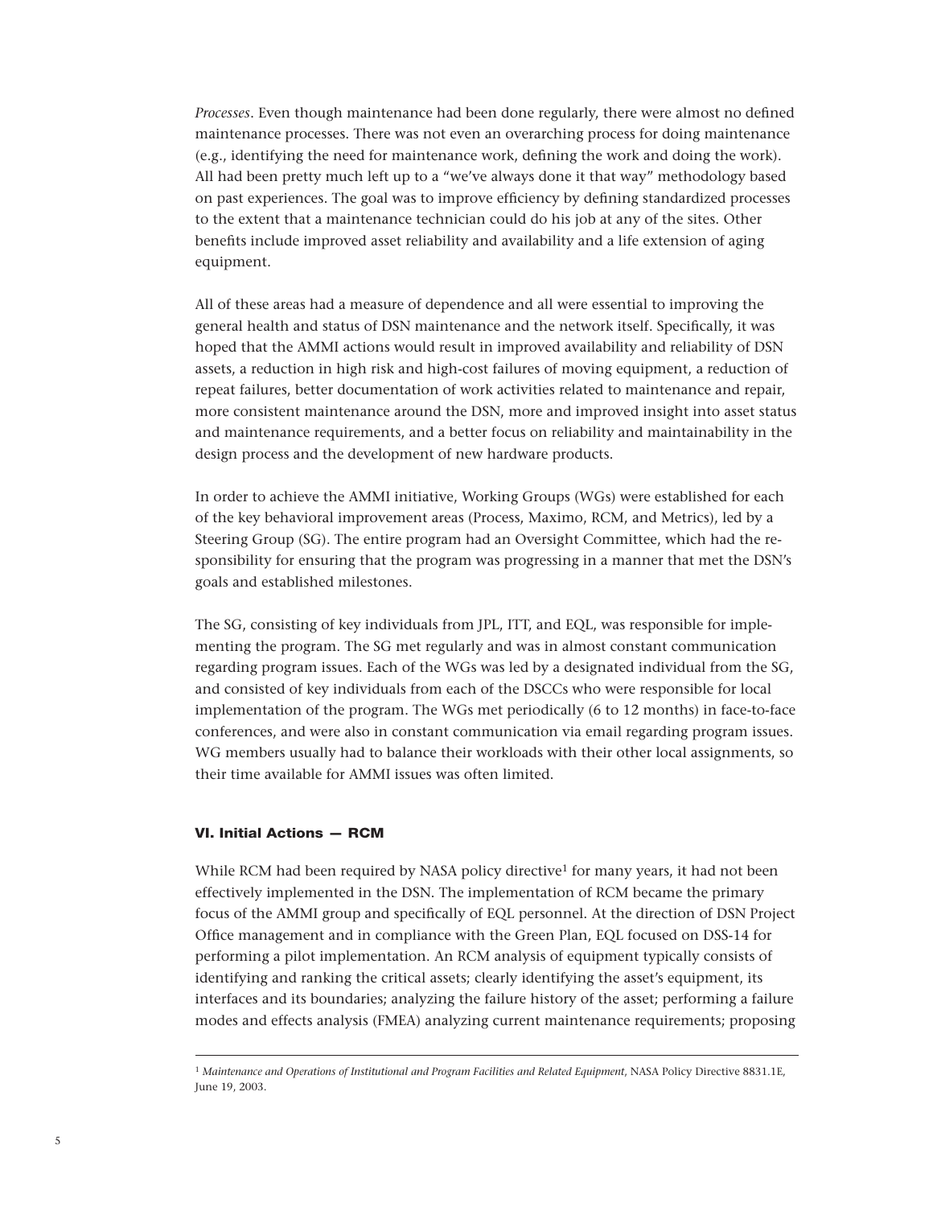*Processes*. Even though maintenance had been done regularly, there were almost no defined maintenance processes. There was not even an overarching process for doing maintenance (e.g., identifying the need for maintenance work, defining the work and doing the work). All had been pretty much left up to a "we've always done it that way" methodology based on past experiences. The goal was to improve efficiency by defining standardized processes to the extent that a maintenance technician could do his job at any of the sites. Other benefits include improved asset reliability and availability and a life extension of aging equipment.

All of these areas had a measure of dependence and all were essential to improving the general health and status of DSN maintenance and the network itself. Specifically, it was hoped that the AMMI actions would result in improved availability and reliability of DSN assets, a reduction in high risk and high-cost failures of moving equipment, a reduction of repeat failures, better documentation of work activities related to maintenance and repair, more consistent maintenance around the DSN, more and improved insight into asset status and maintenance requirements, and a better focus on reliability and maintainability in the design process and the development of new hardware products.

In order to achieve the AMMI initiative, Working Groups (WGs) were established for each of the key behavioral improvement areas (Process, Maximo, RCM, and Metrics), led by a Steering Group (SG). The entire program had an Oversight Committee, which had the responsibility for ensuring that the program was progressing in a manner that met the DSN's goals and established milestones.

The SG, consisting of key individuals from JPL, ITT, and EQL, was responsible for implementing the program. The SG met regularly and was in almost constant communication regarding program issues. Each of the WGs was led by a designated individual from the SG, and consisted of key individuals from each of the DSCCs who were responsible for local implementation of the program. The WGs met periodically (6 to 12 months) in face-to-face conferences, and were also in constant communication via email regarding program issues. WG members usually had to balance their workloads with their other local assignments, so their time available for AMMI issues was often limited.

## VI. Initial Actions — RCM

While RCM had been required by NASA policy directive[1] for many years, it had not been effectively implemented in the DSN. The implementation of RCM became the primary focus of the AMMI group and specifically of EQL personnel. At the direction of DSN Project Office management and in compliance with the Green Plan, EQL focused on DSS-14 for performing a pilot implementation. An RCM analysis of equipment typically consists of identifying and ranking the critical assets; clearly identifying the asset's equipment, its interfaces and its boundaries; analyzing the failure history of the asset; performing a failure modes and effects analysis (FMEA) analyzing current maintenance requirements; proposing

[1] *Maintenance and Operations of Institutional and Program Facilities and Related Equipment*, NASA Policy Directive 8831.1E, June 19, 2003.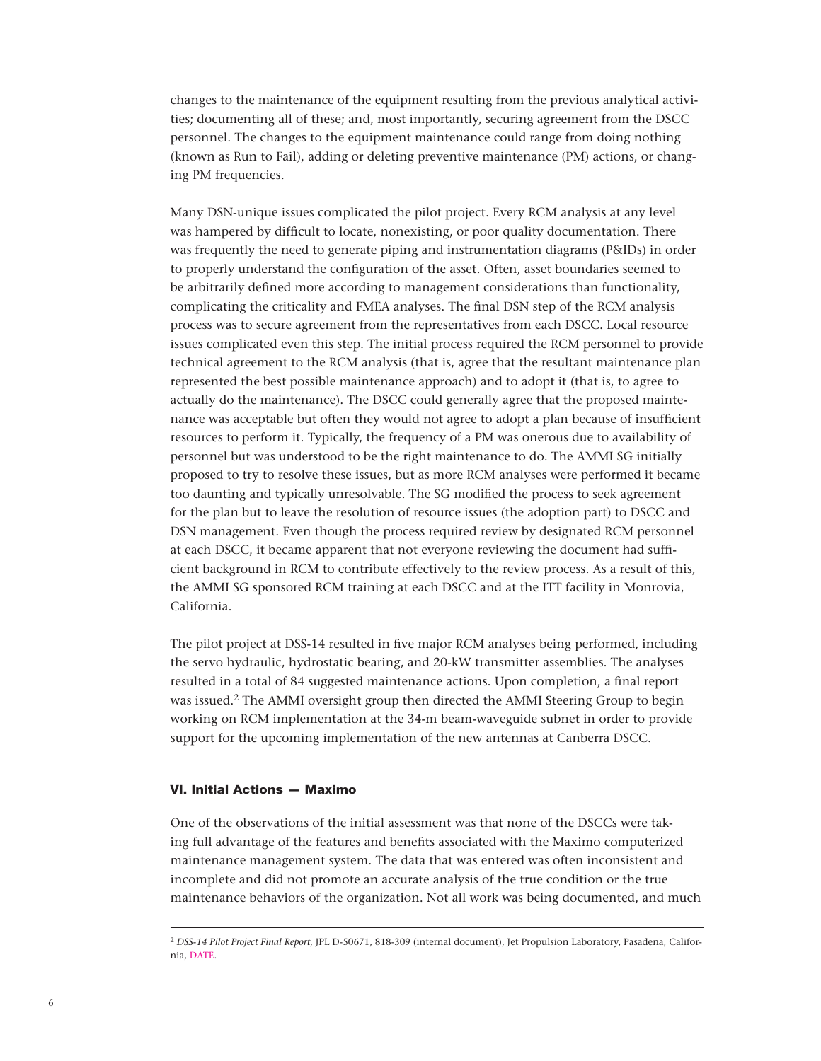changes to the maintenance of the equipment resulting from the previous analytical activities; documenting all of these; and, most importantly, securing agreement from the DSCC personnel. The changes to the equipment maintenance could range from doing nothing (known as Run to Fail), adding or deleting preventive maintenance (PM) actions, or changing PM frequencies.

Many DSN-unique issues complicated the pilot project. Every RCM analysis at any level was hampered by difficult to locate, nonexisting, or poor quality documentation. There was frequently the need to generate piping and instrumentation diagrams (P&IDs) in order to properly understand the configuration of the asset. Often, asset boundaries seemed to be arbitrarily defined more according to management considerations than functionality, complicating the criticality and FMEA analyses. The final DSN step of the RCM analysis process was to secure agreement from the representatives from each DSCC. Local resource issues complicated even this step. The initial process required the RCM personnel to provide technical agreement to the RCM analysis (that is, agree that the resultant maintenance plan represented the best possible maintenance approach) and to adopt it (that is, to agree to actually do the maintenance). The DSCC could generally agree that the proposed maintenance was acceptable but often they would not agree to adopt a plan because of insufficient resources to perform it. Typically, the frequency of a PM was onerous due to availability of personnel but was understood to be the right maintenance to do. The AMMI SG initially proposed to try to resolve these issues, but as more RCM analyses were performed it became too daunting and typically unresolvable. The SG modified the process to seek agreement for the plan but to leave the resolution of resource issues (the adoption part) to DSCC and DSN management. Even though the process required review by designated RCM personnel at each DSCC, it became apparent that not everyone reviewing the document had sufficient background in RCM to contribute effectively to the review process. As a result of this, the AMMI SG sponsored RCM training at each DSCC and at the ITT facility in Monrovia, California.

The pilot project at DSS-14 resulted in five major RCM analyses being performed, including the servo hydraulic, hydrostatic bearing, and 20-kW transmitter assemblies. The analyses resulted in a total of 84 suggested maintenance actions. Upon completion, a final report was issued.[2] The AMMI oversight group then directed the AMMI Steering Group to begin working on RCM implementation at the 34-m beam-waveguide subnet in order to provide support for the upcoming implementation of the new antennas at Canberra DSCC.

## VI. Initial Actions — Maximo

One of the observations of the initial assessment was that none of the DSCCs were taking full advantage of the features and benefits associated with the Maximo computerized maintenance management system. The data that was entered was often inconsistent and incomplete and did not promote an accurate analysis of the true condition or the true maintenance behaviors of the organization. Not all work was being documented, and much

---

[2] *DSS-14 Pilot Project Final Report*, JPL D-50671, 818-309 (internal document), Jet Propulsion Laboratory, Pasadena, California, DATE.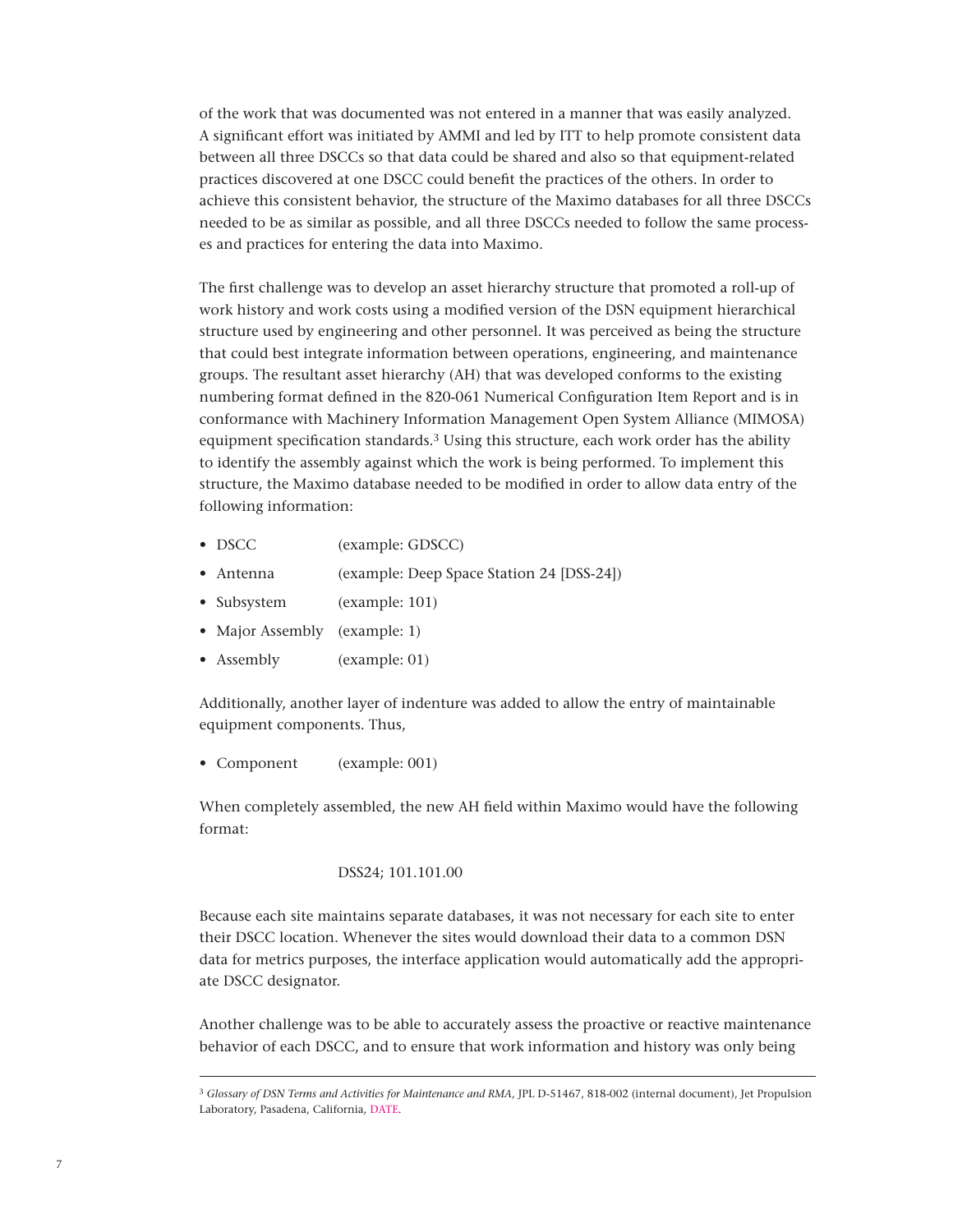of the work that was documented was not entered in a manner that was easily analyzed. A significant effort was initiated by AMMI and led by ITT to help promote consistent data between all three DSCCs so that data could be shared and also so that equipment-related practices discovered at one DSCC could benefit the practices of the others. In order to achieve this consistent behavior, the structure of the Maximo databases for all three DSCCs needed to be as similar as possible, and all three DSCCs needed to follow the same processes and practices for entering the data into Maximo.

The first challenge was to develop an asset hierarchy structure that promoted a roll-up of work history and work costs using a modified version of the DSN equipment hierarchical structure used by engineering and other personnel. It was perceived as being the structure that could best integrate information between operations, engineering, and maintenance groups. The resultant asset hierarchy (AH) that was developed conforms to the existing numbering format defined in the 820-061 Numerical Configuration Item Report and is in conformance with Machinery Information Management Open System Alliance (MIMOSA) equipment specification standards.[3] Using this structure, each work order has the ability to identify the assembly against which the work is being performed. To implement this structure, the Maximo database needed to be modified in order to allow data entry of the following information:

- DSCC (example: GDSCC)
- Antenna (example: Deep Space Station 24 [DSS-24])
- Subsystem (example: 101)
- Major Assembly (example: 1)
- Assembly (example: 01)

Additionally, another layer of indenture was added to allow the entry of maintainable equipment components. Thus,

- Component (example: 001)

When completely assembled, the new AH field within Maximo would have the following format:

DSS24; 101.101.00

Because each site maintains separate databases, it was not necessary for each site to enter their DSCC location. Whenever the sites would download their data to a common DSN data for metrics purposes, the interface application would automatically add the appropriate DSCC designator.

Another challenge was to be able to accurately assess the proactive or reactive maintenance behavior of each DSCC, and to ensure that work information and history was only being

[3] *Glossary of DSN Terms and Activities for Maintenance and RMA*, JPL D-51467, 818-002 (internal document), Jet Propulsion Laboratory, Pasadena, California, DATE.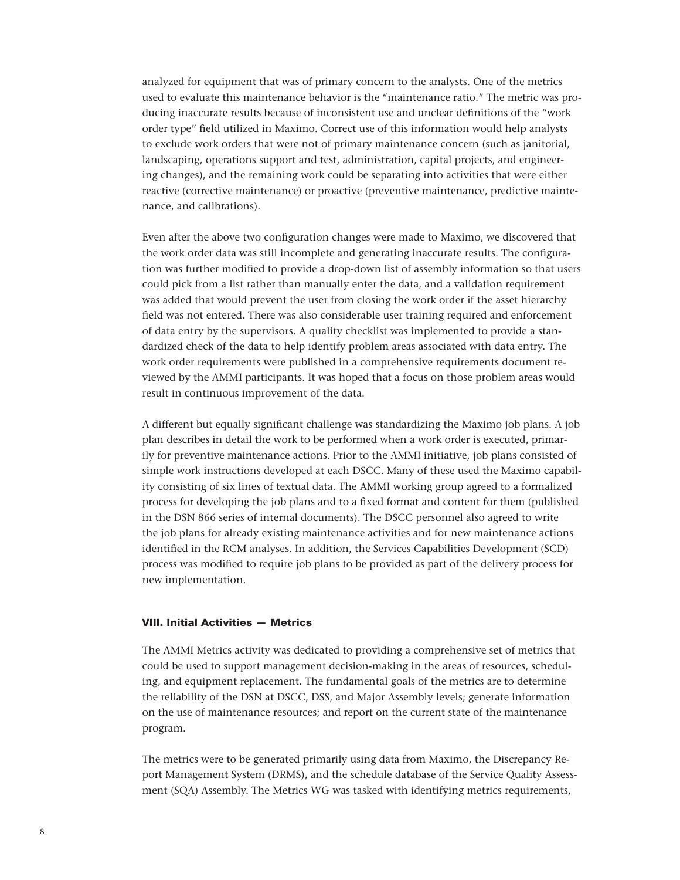analyzed for equipment that was of primary concern to the analysts. One of the metrics used to evaluate this maintenance behavior is the "maintenance ratio." The metric was producing inaccurate results because of inconsistent use and unclear definitions of the "work order type" field utilized in Maximo. Correct use of this information would help analysts to exclude work orders that were not of primary maintenance concern (such as janitorial, landscaping, operations support and test, administration, capital projects, and engineering changes), and the remaining work could be separating into activities that were either reactive (corrective maintenance) or proactive (preventive maintenance, predictive maintenance, and calibrations).

Even after the above two configuration changes were made to Maximo, we discovered that the work order data was still incomplete and generating inaccurate results. The configuration was further modified to provide a drop-down list of assembly information so that users could pick from a list rather than manually enter the data, and a validation requirement was added that would prevent the user from closing the work order if the asset hierarchy field was not entered. There was also considerable user training required and enforcement of data entry by the supervisors. A quality checklist was implemented to provide a standardized check of the data to help identify problem areas associated with data entry. The work order requirements were published in a comprehensive requirements document reviewed by the AMMI participants. It was hoped that a focus on those problem areas would result in continuous improvement of the data.

A different but equally significant challenge was standardizing the Maximo job plans. A job plan describes in detail the work to be performed when a work order is executed, primarily for preventive maintenance actions. Prior to the AMMI initiative, job plans consisted of simple work instructions developed at each DSCC. Many of these used the Maximo capability consisting of six lines of textual data. The AMMI working group agreed to a formalized process for developing the job plans and to a fixed format and content for them (published in the DSN 866 series of internal documents). The DSCC personnel also agreed to write the job plans for already existing maintenance activities and for new maintenance actions identified in the RCM analyses. In addition, the Services Capabilities Development (SCD) process was modified to require job plans to be provided as part of the delivery process for new implementation.

## VIII. Initial Activities — Metrics

The AMMI Metrics activity was dedicated to providing a comprehensive set of metrics that could be used to support management decision-making in the areas of resources, scheduling, and equipment replacement. The fundamental goals of the metrics are to determine the reliability of the DSN at DSCC, DSS, and Major Assembly levels; generate information on the use of maintenance resources; and report on the current state of the maintenance program.

The metrics were to be generated primarily using data from Maximo, the Discrepancy Report Management System (DRMS), and the schedule database of the Service Quality Assessment (SQA) Assembly. The Metrics WG was tasked with identifying metrics requirements,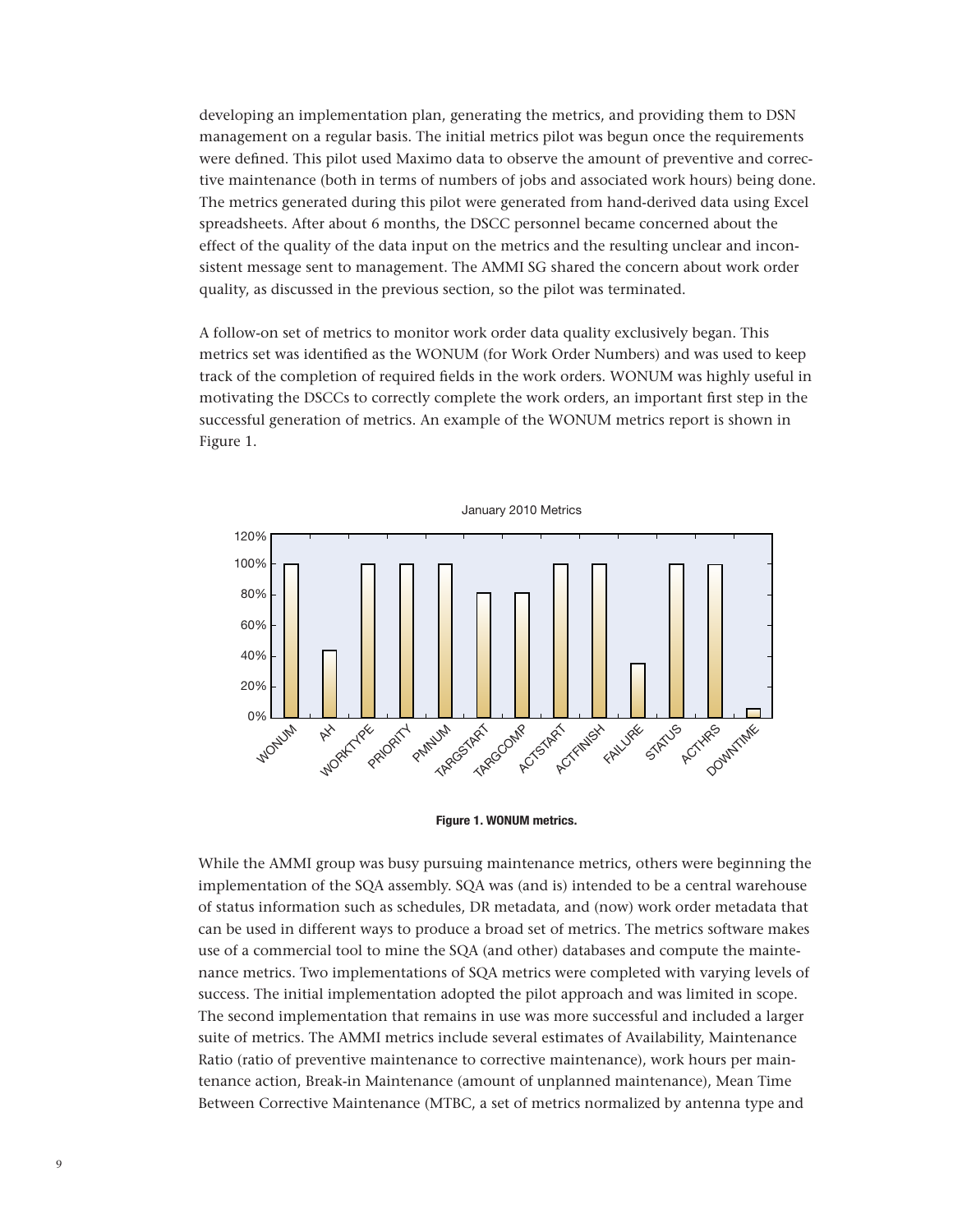developing an implementation plan, generating the metrics, and providing them to DSN management on a regular basis. The initial metrics pilot was begun once the requirements were defined. This pilot used Maximo data to observe the amount of preventive and corrective maintenance (both in terms of numbers of jobs and associated work hours) being done. The metrics generated during this pilot were generated from hand-derived data using Excel spreadsheets. After about 6 months, the DSCC personnel became concerned about the effect of the quality of the data input on the metrics and the resulting unclear and inconsistent message sent to management. The AMMI SG shared the concern about work order quality, as discussed in the previous section, so the pilot was terminated.

A follow-on set of metrics to monitor work order data quality exclusively began. This metrics set was identified as the WONUM (for Work Order Numbers) and was used to keep track of the completion of required fields in the work orders. WONUM was highly useful in motivating the DSCCs to correctly complete the work orders, an important first step in the successful generation of metrics. An example of the WONUM metrics report is shown in Figure 1.

January 2010 Metrics

| Field | Value |
|---|---|
| WONUM | 100% |
| AH | ~44% |
| WORKTYPE | 100% |
| PRIORITY | 100% |
| PMNUM | 100% |
| TARGSTART | ~81% |
| TARGCOMP | ~81% |
| ACTSTART | 100% |
| ACTFINISH | 100% |
| FAILURE | ~35% |
| STATUS | 100% |
| ACTHRS | 100% |
| DOWNTIME | ~6% |

**Figure 1. WONUM metrics.**

While the AMMI group was busy pursuing maintenance metrics, others were beginning the implementation of the SQA assembly. SQA was (and is) intended to be a central warehouse of status information such as schedules, DR metadata, and (now) work order metadata that can be used in different ways to produce a broad set of metrics. The metrics software makes use of a commercial tool to mine the SQA (and other) databases and compute the maintenance metrics. Two implementations of SQA metrics were completed with varying levels of success. The initial implementation adopted the pilot approach and was limited in scope. The second implementation that remains in use was more successful and included a larger suite of metrics. The AMMI metrics include several estimates of Availability, Maintenance Ratio (ratio of preventive maintenance to corrective maintenance), work hours per maintenance action, Break-in Maintenance (amount of unplanned maintenance), Mean Time Between Corrective Maintenance (MTBC, a set of metrics normalized by antenna type and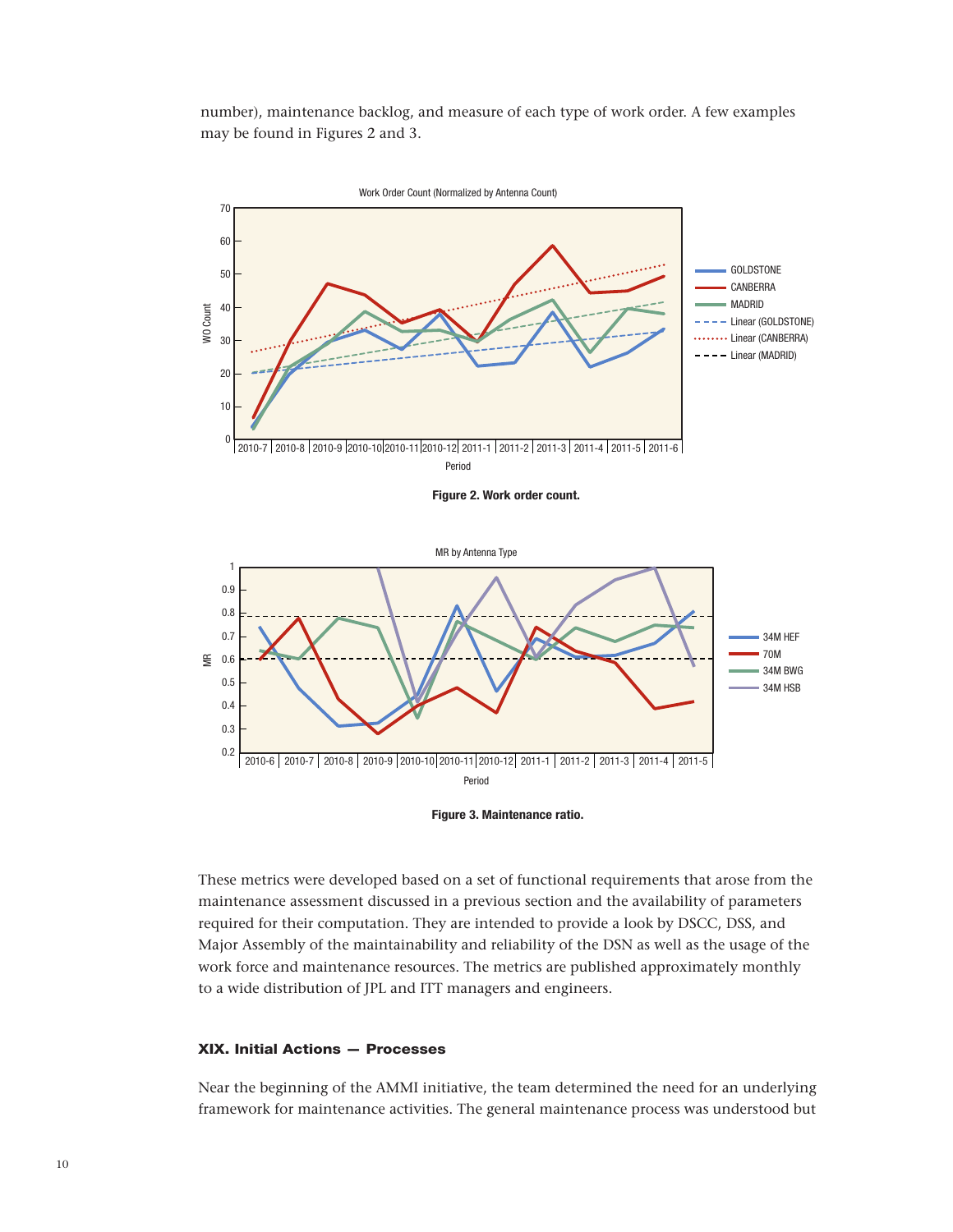number), maintenance backlog, and measure of each type of work order. A few examples may be found in Figures 2 and 3.

**Figure 2. Work order count.**

**Figure 3. Maintenance ratio.**

These metrics were developed based on a set of functional requirements that arose from the maintenance assessment discussed in a previous section and the availability of parameters required for their computation. They are intended to provide a look by DSCC, DSS, and Major Assembly of the maintainability and reliability of the DSN as well as the usage of the work force and maintenance resources. The metrics are published approximately monthly to a wide distribution of JPL and ITT managers and engineers.

## XIX. Initial Actions — Processes

Near the beginning of the AMMI initiative, the team determined the need for an underlying framework for maintenance activities. The general maintenance process was understood but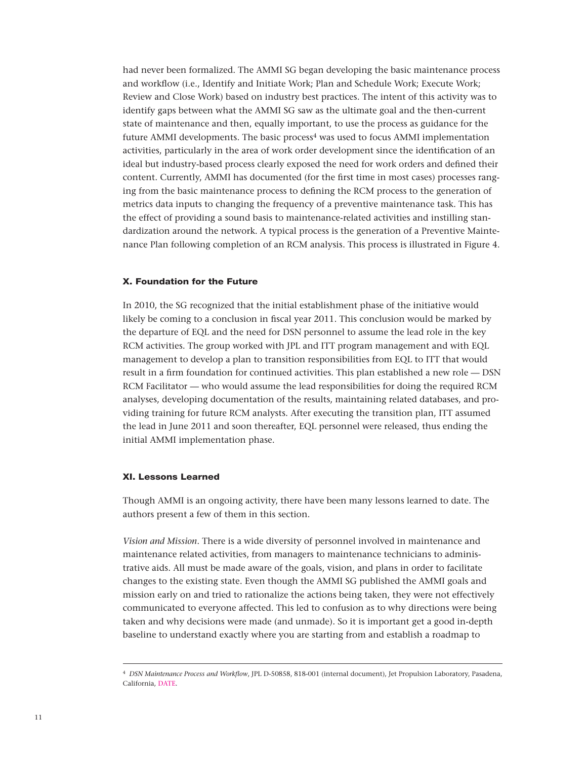had never been formalized. The AMMI SG began developing the basic maintenance process and workflow (i.e., Identify and Initiate Work; Plan and Schedule Work; Execute Work; Review and Close Work) based on industry best practices. The intent of this activity was to identify gaps between what the AMMI SG saw as the ultimate goal and the then-current state of maintenance and then, equally important, to use the process as guidance for the future AMMI developments. The basic process[4] was used to focus AMMI implementation activities, particularly in the area of work order development since the identification of an ideal but industry-based process clearly exposed the need for work orders and defined their content. Currently, AMMI has documented (for the first time in most cases) processes ranging from the basic maintenance process to defining the RCM process to the generation of metrics data inputs to changing the frequency of a preventive maintenance task. This has the effect of providing a sound basis to maintenance-related activities and instilling standardization around the network. A typical process is the generation of a Preventive Maintenance Plan following completion of an RCM analysis. This process is illustrated in Figure 4.

### X. Foundation for the Future

In 2010, the SG recognized that the initial establishment phase of the initiative would likely be coming to a conclusion in fiscal year 2011. This conclusion would be marked by the departure of EQL and the need for DSN personnel to assume the lead role in the key RCM activities. The group worked with JPL and ITT program management and with EQL management to develop a plan to transition responsibilities from EQL to ITT that would result in a firm foundation for continued activities. This plan established a new role — DSN RCM Facilitator — who would assume the lead responsibilities for doing the required RCM analyses, developing documentation of the results, maintaining related databases, and providing training for future RCM analysts. After executing the transition plan, ITT assumed the lead in June 2011 and soon thereafter, EQL personnel were released, thus ending the initial AMMI implementation phase.

### XI. Lessons Learned

Though AMMI is an ongoing activity, there have been many lessons learned to date. The authors present a few of them in this section.

*Vision and Mission*. There is a wide diversity of personnel involved in maintenance and maintenance related activities, from managers to maintenance technicians to administrative aids. All must be made aware of the goals, vision, and plans in order to facilitate changes to the existing state. Even though the AMMI SG published the AMMI goals and mission early on and tried to rationalize the actions being taken, they were not effectively communicated to everyone affected. This led to confusion as to why directions were being taken and why decisions were made (and unmade). So it is important get a good in-depth baseline to understand exactly where you are starting from and establish a roadmap to

---

[4] *DSN Maintenance Process and Workflow*, JPL D-50858, 818-001 (internal document), Jet Propulsion Laboratory, Pasadena, California, DATE.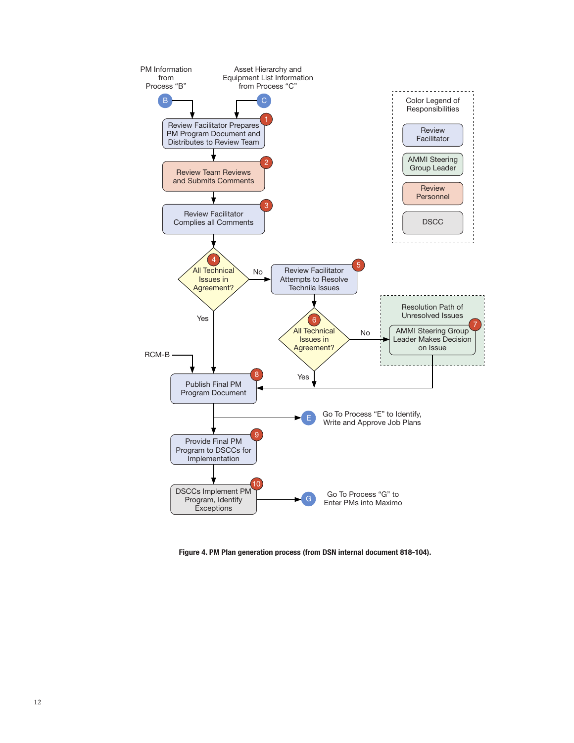PM Information from Process "B"

Asset Hierarchy and Equipment List Information from Process "C"

Color Legend of Responsibilities

- Review Facilitator
- AMMI Steering Group Leader
- Review Personnel
- DSCC

1. Review Facilitator Prepares PM Program Document and Distributes to Review Team
2. Review Team Reviews and Submits Comments
3. Review Facilitator Complies all Comments
4. All Technical Issues in Agreement? (Yes → 8; No → 5)
5. Review Facilitator Attempts to Resolve Technila Issues
6. All Technical Issues in Agreement? (Yes → 8; No → 7)

Resolution Path of Unresolved Issues

7. AMMI Steering Group Leader Makes Decision on Issue
8. Publish Final PM Program Document (RCM-B)
   - Go To Process "E" to Identify, Write and Approve Job Plans
9. Provide Final PM Program to DSCCs for Implementation
10. DSCCs Implement PM Program, Identify Exceptions
    - Go To Process "G" to Enter PMs into Maximo

**Figure 4. PM Plan generation process (from DSN internal document 818-104).**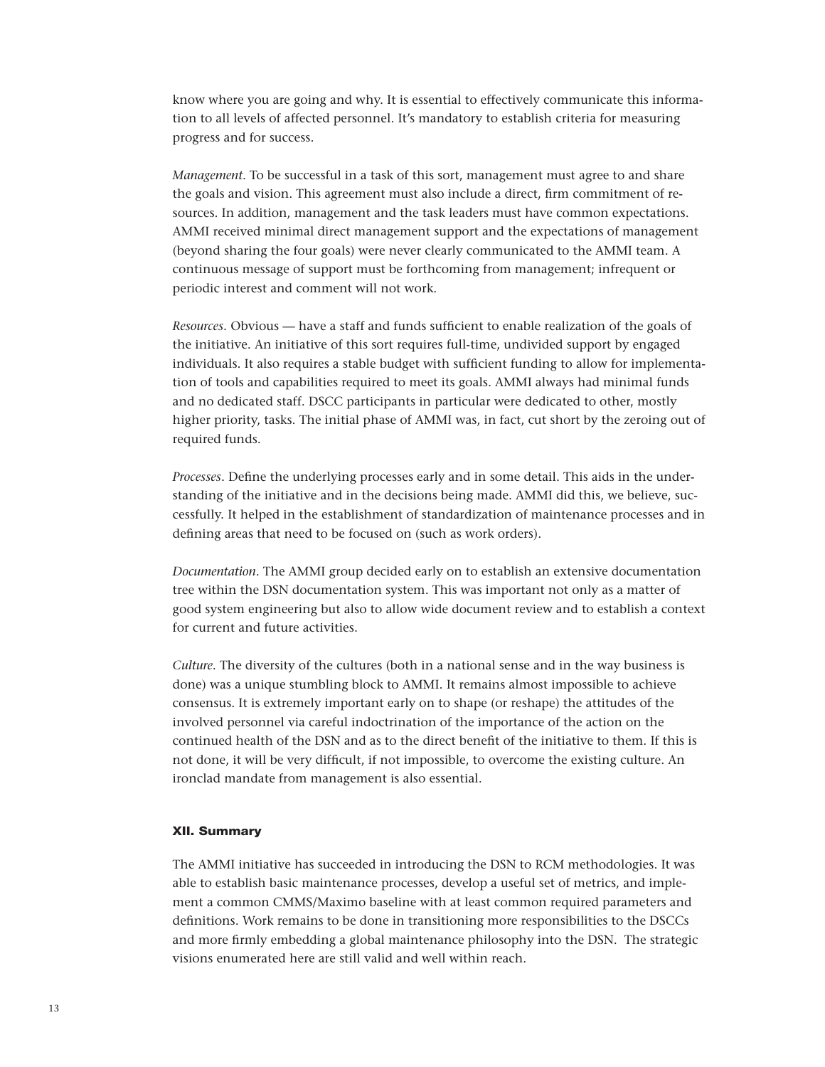know where you are going and why. It is essential to effectively communicate this information to all levels of affected personnel. It's mandatory to establish criteria for measuring progress and for success.

*Management*. To be successful in a task of this sort, management must agree to and share the goals and vision. This agreement must also include a direct, firm commitment of resources. In addition, management and the task leaders must have common expectations. AMMI received minimal direct management support and the expectations of management (beyond sharing the four goals) were never clearly communicated to the AMMI team. A continuous message of support must be forthcoming from management; infrequent or periodic interest and comment will not work.

*Resources*. Obvious — have a staff and funds sufficient to enable realization of the goals of the initiative. An initiative of this sort requires full-time, undivided support by engaged individuals. It also requires a stable budget with sufficient funding to allow for implementation of tools and capabilities required to meet its goals. AMMI always had minimal funds and no dedicated staff. DSCC participants in particular were dedicated to other, mostly higher priority, tasks. The initial phase of AMMI was, in fact, cut short by the zeroing out of required funds.

*Processes*. Define the underlying processes early and in some detail. This aids in the understanding of the initiative and in the decisions being made. AMMI did this, we believe, successfully. It helped in the establishment of standardization of maintenance processes and in defining areas that need to be focused on (such as work orders).

*Documentation*. The AMMI group decided early on to establish an extensive documentation tree within the DSN documentation system. This was important not only as a matter of good system engineering but also to allow wide document review and to establish a context for current and future activities.

*Culture*. The diversity of the cultures (both in a national sense and in the way business is done) was a unique stumbling block to AMMI. It remains almost impossible to achieve consensus. It is extremely important early on to shape (or reshape) the attitudes of the involved personnel via careful indoctrination of the importance of the action on the continued health of the DSN and as to the direct benefit of the initiative to them. If this is not done, it will be very difficult, if not impossible, to overcome the existing culture. An ironclad mandate from management is also essential.

## XII. Summary

The AMMI initiative has succeeded in introducing the DSN to RCM methodologies. It was able to establish basic maintenance processes, develop a useful set of metrics, and implement a common CMMS/Maximo baseline with at least common required parameters and definitions. Work remains to be done in transitioning more responsibilities to the DSCCs and more firmly embedding a global maintenance philosophy into the DSN. The strategic visions enumerated here are still valid and well within reach.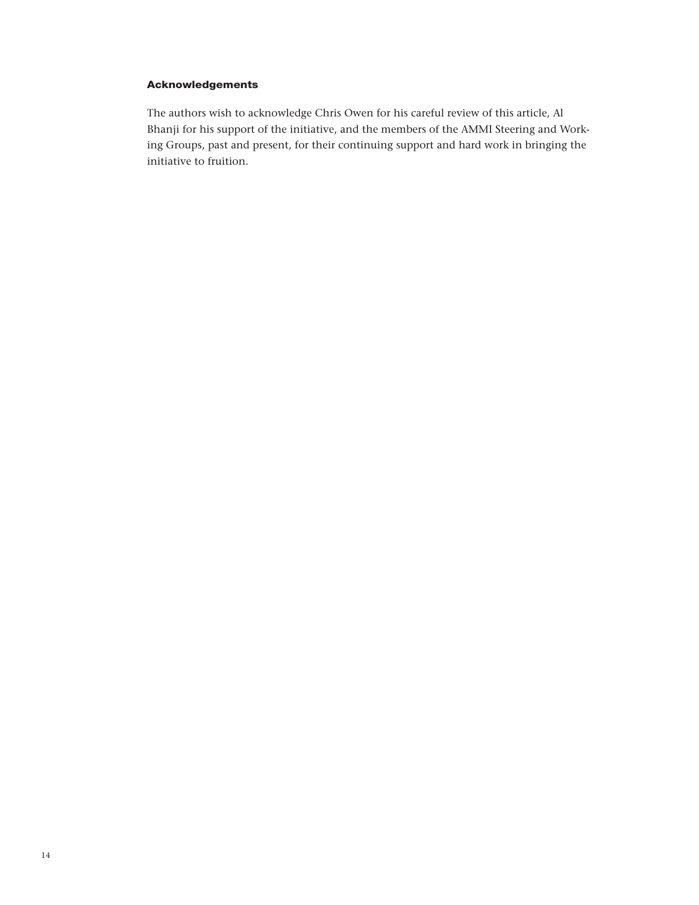#### Acknowledgements

The authors wish to acknowledge Chris Owen for his careful review of this article, Al Bhanji for his support of the initiative, and the members of the AMMI Steering and Working Groups, past and present, for their continuing support and hard work in bringing the initiative to fruition.